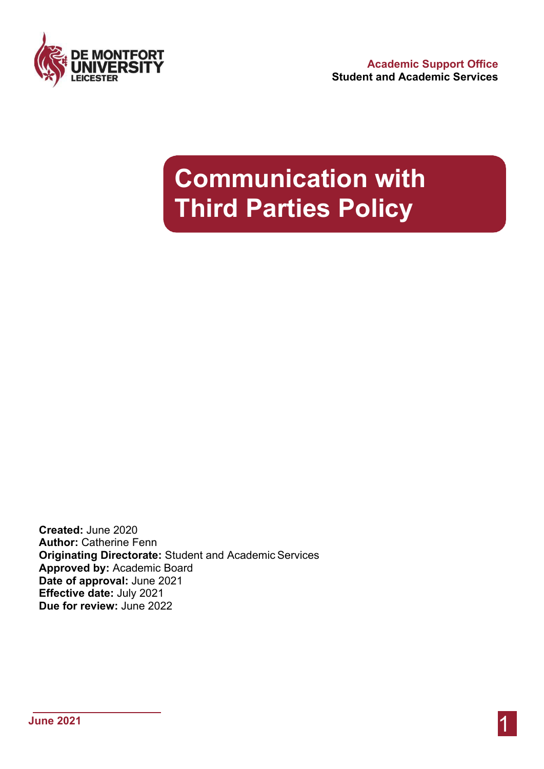Academic Support Office
Student and Academic Services

# Communication with Third Parties Policy

**Created:** June 2020
**Author:** Catherine Fenn
**Originating Directorate:** Student and Academic Services
**Approved by:** Academic Board
**Date of approval:** June 2021
**Effective date:** July 2021
**Due for review:** June 2022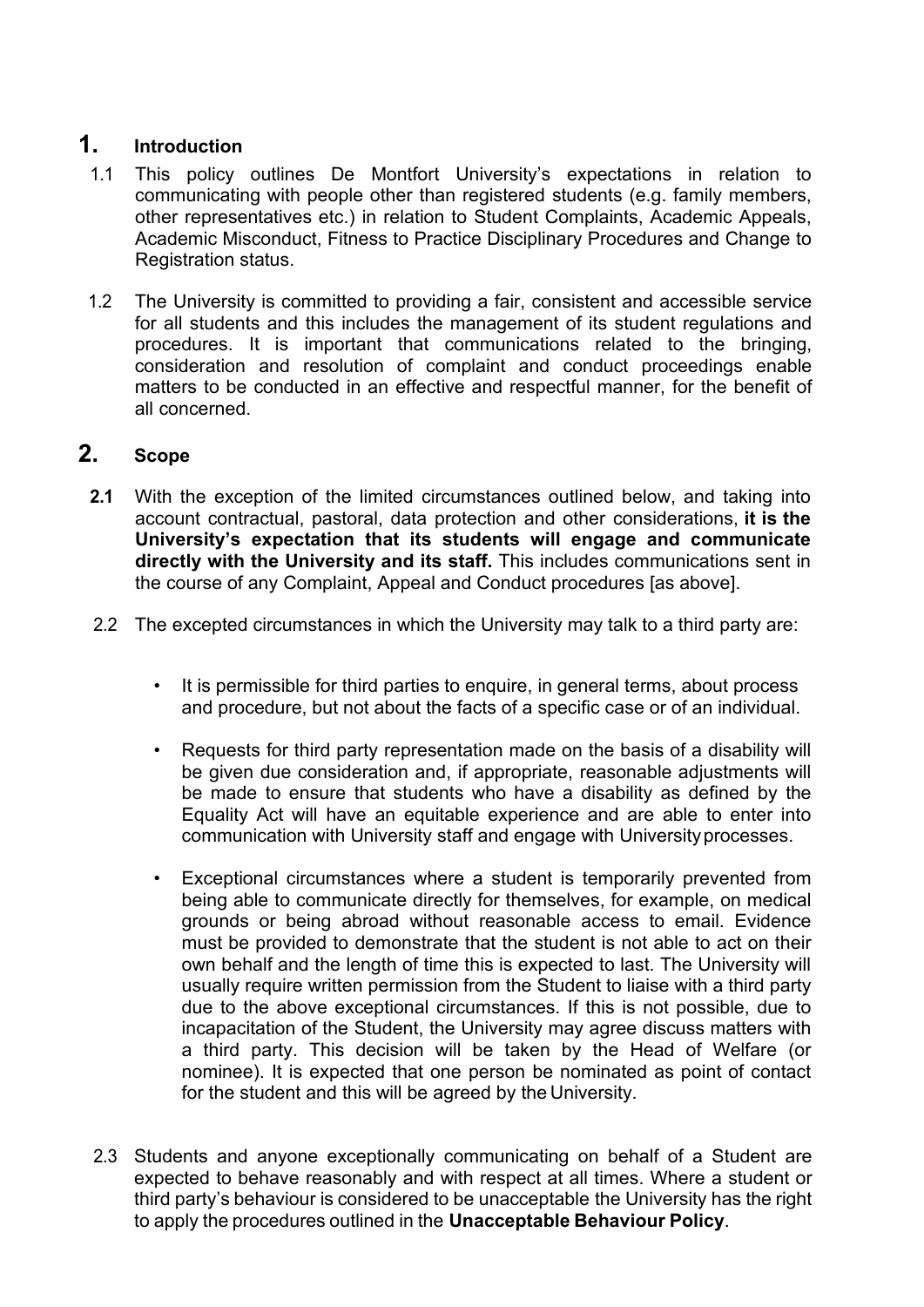## 1. Introduction

1.1 This policy outlines De Montfort University's expectations in relation to communicating with people other than registered students (e.g. family members, other representatives etc.) in relation to Student Complaints, Academic Appeals, Academic Misconduct, Fitness to Practice Disciplinary Procedures and Change to Registration status.

1.2 The University is committed to providing a fair, consistent and accessible service for all students and this includes the management of its student regulations and procedures. It is important that communications related to the bringing, consideration and resolution of complaint and conduct proceedings enable matters to be conducted in an effective and respectful manner, for the benefit of all concerned.

## 2. Scope

**2.1** With the exception of the limited circumstances outlined below, and taking into account contractual, pastoral, data protection and other considerations, **it is the University's expectation that its students will engage and communicate directly with the University and its staff.** This includes communications sent in the course of any Complaint, Appeal and Conduct procedures [as above].

2.2 The excepted circumstances in which the University may talk to a third party are:

- It is permissible for third parties to enquire, in general terms, about process and procedure, but not about the facts of a specific case or of an individual.
- Requests for third party representation made on the basis of a disability will be given due consideration and, if appropriate, reasonable adjustments will be made to ensure that students who have a disability as defined by the Equality Act will have an equitable experience and are able to enter into communication with University staff and engage with University processes.
- Exceptional circumstances where a student is temporarily prevented from being able to communicate directly for themselves, for example, on medical grounds or being abroad without reasonable access to email. Evidence must be provided to demonstrate that the student is not able to act on their own behalf and the length of time this is expected to last. The University will usually require written permission from the Student to liaise with a third party due to the above exceptional circumstances. If this is not possible, due to incapacitation of the Student, the University may agree discuss matters with a third party. This decision will be taken by the Head of Welfare (or nominee). It is expected that one person be nominated as point of contact for the student and this will be agreed by the University.

2.3 Students and anyone exceptionally communicating on behalf of a Student are expected to behave reasonably and with respect at all times. Where a student or third party's behaviour is considered to be unacceptable the University has the right to apply the procedures outlined in the **Unacceptable Behaviour Policy**.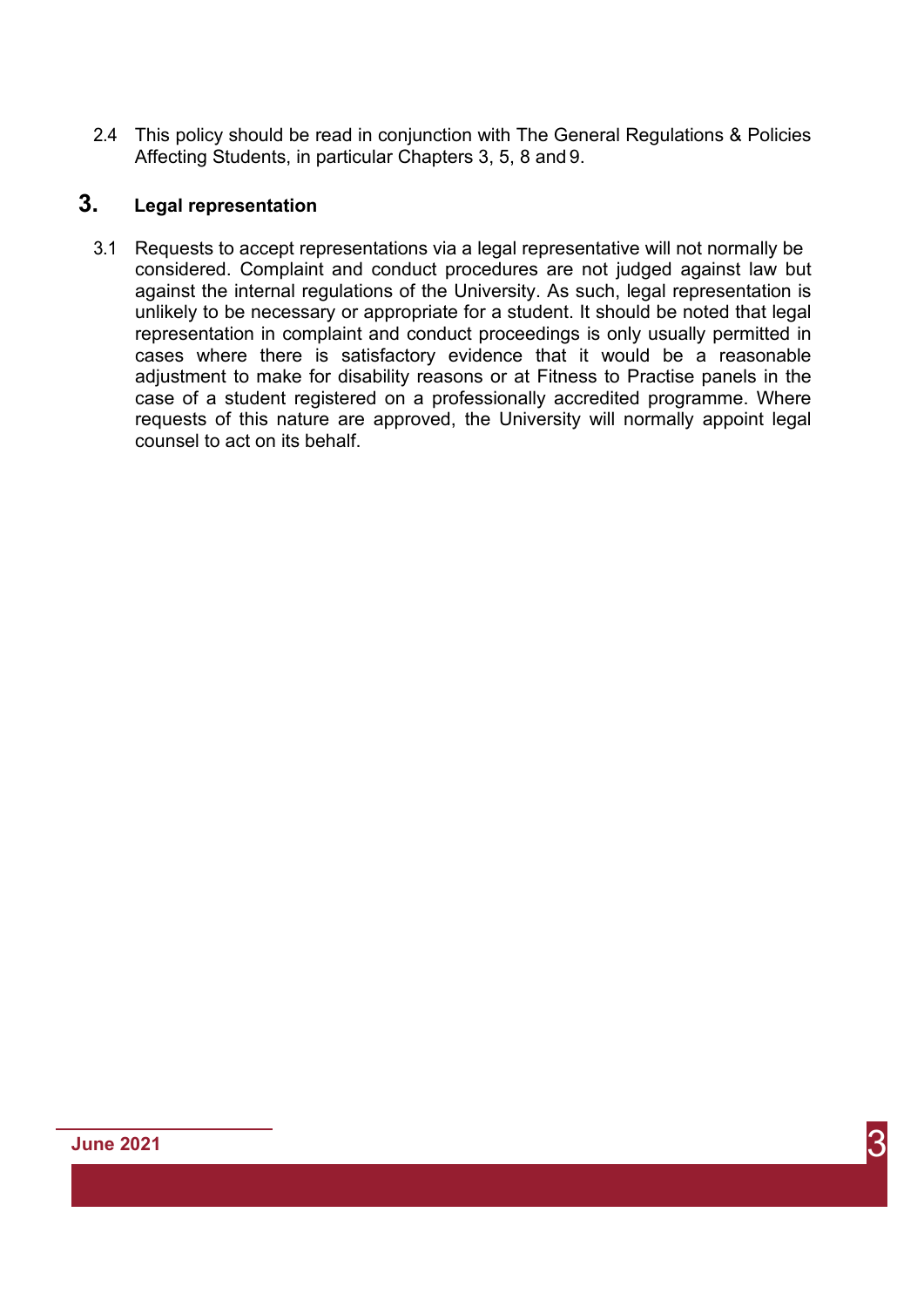2.4 This policy should be read in conjunction with The General Regulations & Policies Affecting Students, in particular Chapters 3, 5, 8 and 9.

## 3. Legal representation

3.1 Requests to accept representations via a legal representative will not normally be considered. Complaint and conduct procedures are not judged against law but against the internal regulations of the University. As such, legal representation is unlikely to be necessary or appropriate for a student. It should be noted that legal representation in complaint and conduct proceedings is only usually permitted in cases where there is satisfactory evidence that it would be a reasonable adjustment to make for disability reasons or at Fitness to Practise panels in the case of a student registered on a professionally accredited programme. Where requests of this nature are approved, the University will normally appoint legal counsel to act on its behalf.